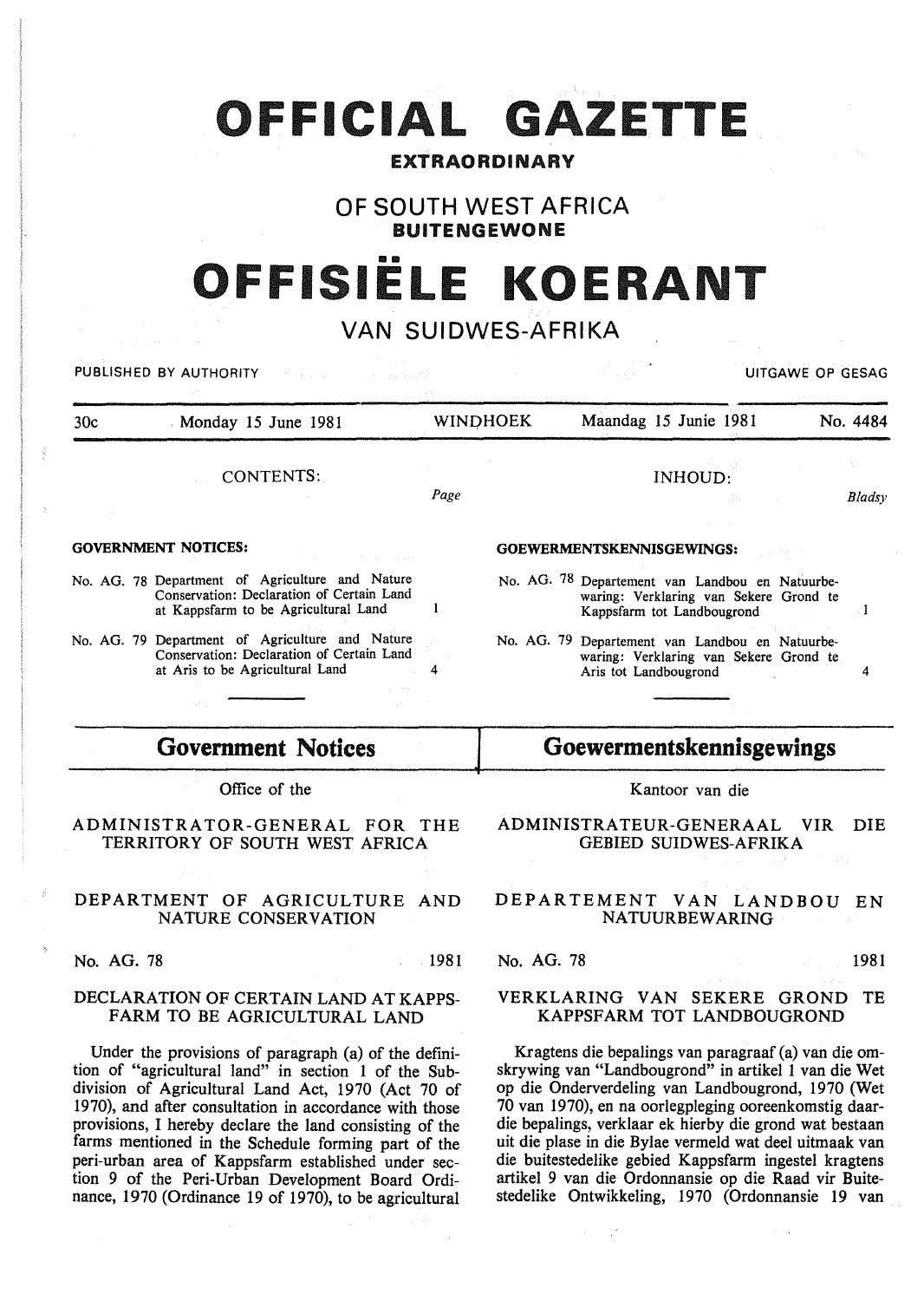# OFFICIAL GAZETTE

**EXTRAORDINARY**

## OF SOUTH WEST AFRICA

**BUITENGEWONE**

# OFFISIËLE KOERANT

## VAN SUIDWES-AFRIKA

PUBLISHED BY AUTHORITY — UITGAWE OP GESAG

| 30c | Monday 15 June 1981 | WINDHOEK | Maandag 15 Junie 1981 | No. 4484 |
|---|---|---|---|---|

CONTENTS:

| | Page |
|---|---|
| **GOVERNMENT NOTICES:** | |
| No. AG. 78 Department of Agriculture and Nature Conservation: Declaration of Certain Land at Kappsfarm to be Agricultural Land | 1 |
| No. AG. 79 Department of Agriculture and Nature Conservation: Declaration of Certain Land at Aris to be Agricultural Land | 4 |

INHOUD:

| | Bladsy |
|---|---|
| **GOEWERMENTSKENNISGEWINGS:** | |
| No. AG. 78 Departement van Landbou en Natuurbewaring: Verklaring van Sekere Grond te Kappsfarm tot Landbougrond | 1 |
| No. AG. 79 Departement van Landbou en Natuurbewaring: Verklaring van Sekere Grond te Aris tot Landbougrond | 4 |

## Government Notices

Office of the

ADMINISTRATOR-GENERAL FOR THE TERRITORY OF SOUTH WEST AFRICA

DEPARTMENT OF AGRICULTURE AND NATURE CONSERVATION

No. AG. 78 1981

DECLARATION OF CERTAIN LAND AT KAPPSFARM TO BE AGRICULTURAL LAND

Under the provisions of paragraph (a) of the definition of "agricultural land" in section 1 of the Subdivision of Agricultural Land Act, 1970 (Act 70 of 1970), and after consultation in accordance with those provisions, I hereby declare the land consisting of the farms mentioned in the Schedule forming part of the peri-urban area of Kappsfarm established under section 9 of the Peri-Urban Development Board Ordinance, 1970 (Ordinance 19 of 1970), to be agricultural

## Goewermentskennisgewings

Kantoor van die

ADMINISTRATEUR-GENERAAL VIR DIE GEBIED SUIDWES-AFRIKA

DEPARTEMENT VAN LANDBOU EN NATUURBEWARING

No. AG. 78 1981

VERKLARING VAN SEKERE GROND TE KAPPSFARM TOT LANDBOUGROND

Kragtens die bepalings van paragraaf (a) van die omskrywing van "Landbougrond" in artikel 1 van die Wet op die Onderverdeling van Landbougrond, 1970 (Wet 70 van 1970), en na oorlegpleging ooreenkomstig daardie bepalings, verklaar ek hierby die grond wat bestaan uit die plase in die Bylae vermeld wat deel uitmaak van die buitestedelike gebied Kappsfarm ingestel kragtens artikel 9 van die Ordonnansie op die Raad vir Buitestedelike Ontwikkeling, 1970 (Ordonnansie 19 van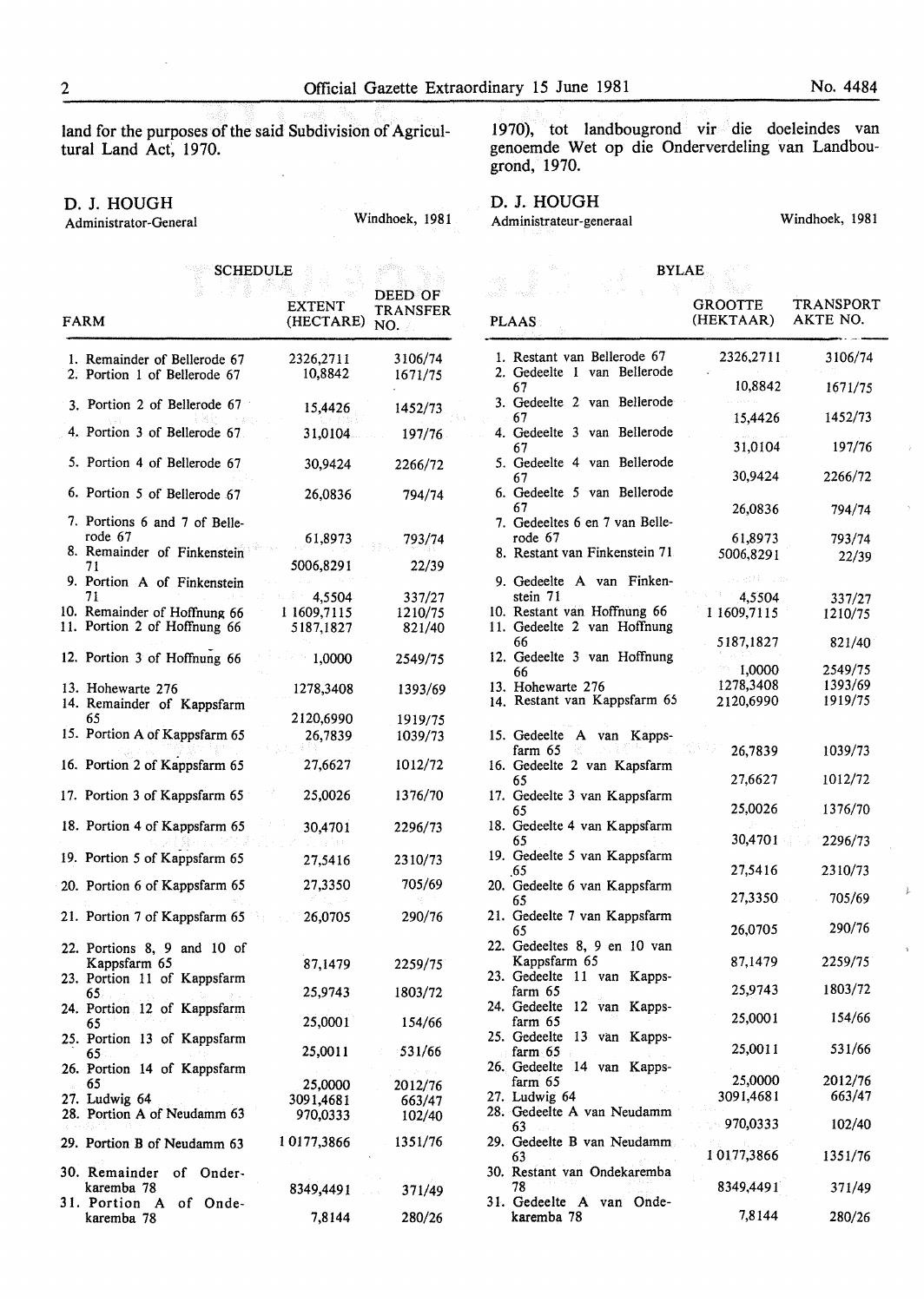land for the purposes of the said Subdivision of Agricultural Land Act, 1970.

D. J. HOUGH
Administrator-General

Windhoek, 1981

1970), tot landbougrond vir die doeleindes van genoemde Wet op die Onderverdeling van Landbougrond, 1970.

D. J. HOUGH
Administrateur-generaal

Windhoek, 1981

SCHEDULE

| FARM | EXTENT (HECTARE) | DEED OF TRANSFER NO. |
|---|---|---|
| 1. Remainder of Bellerode 67 | 2326,2711 | 3106/74 |
| 2. Portion 1 of Bellerode 67 | 10,8842 | 1671/75 |
| 3. Portion 2 of Bellerode 67 | 15,4426 | 1452/73 |
| 4. Portion 3 of Bellerode 67 | 31,0104 | 197/76 |
| 5. Portion 4 of Bellerode 67 | 30,9424 | 2266/72 |
| 6. Portion 5 of Bellerode 67 | 26,0836 | 794/74 |
| 7. Portions 6 and 7 of Bellerode 67 | 61,8973 | 793/74 |
| 8. Remainder of Finkenstein 71 | 5006,8291 | 22/39 |
| 9. Portion A of Finkenstein 71 | 4,5504 | 337/27 |
| 10. Remainder of Hoffnung 66 | 1 1609,7115 | 1210/75 |
| 11. Portion 2 of Hoffnung 66 | 5187,1827 | 821/40 |
| 12. Portion 3 of Hoffnung 66 | 1,0000 | 2549/75 |
| 13. Hohewarte 276 | 1278,3408 | 1393/69 |
| 14. Remainder of Kappsfarm 65 | 2120,6990 | 1919/75 |
| 15. Portion A of Kappsfarm 65 | 26,7839 | 1039/73 |
| 16. Portion 2 of Kappsfarm 65 | 27,6627 | 1012/72 |
| 17. Portion 3 of Kappsfarm 65 | 25,0026 | 1376/70 |
| 18. Portion 4 of Kappsfarm 65 | 30,4701 | 2296/73 |
| 19. Portion 5 of Kappsfarm 65 | 27,5416 | 2310/73 |
| 20. Portion 6 of Kappsfarm 65 | 27,3350 | 705/69 |
| 21. Portion 7 of Kappsfarm 65 | 26,0705 | 290/76 |
| 22. Portions 8, 9 and 10 of Kappsfarm 65 | 87,1479 | 2259/75 |
| 23. Portion 11 of Kappsfarm 65 | 25,9743 | 1803/72 |
| 24. Portion 12 of Kappsfarm 65 | 25,0001 | 154/66 |
| 25. Portion 13 of Kappsfarm 65 | 25,0011 | 531/66 |
| 26. Portion 14 of Kappsfarm 65 | 25,0000 | 2012/76 |
| 27. Ludwig 64 | 3091,4681 | 663/47 |
| 28. Portion A of Neudamm 63 | 970,0333 | 102/40 |
| 29. Portion B of Neudamm 63 | 1 0177,3866 | 1351/76 |
| 30. Remainder of Onderkaremba 78 | 8349,4491 | 371/49 |
| 31. Portion A of Ondekaremba 78 | 7,8144 | 280/26 |

BYLAE

| PLAAS | GROOTTE (HEKTAAR) | TRANSPORT AKTE NO. |
|---|---|---|
| 1. Restant van Bellerode 67 | 2326,2711 | 3106/74 |
| 2. Gedeelte 1 van Bellerode 67 | 10,8842 | 1671/75 |
| 3. Gedeelte 2 van Bellerode 67 | 15,4426 | 1452/73 |
| 4. Gedeelte 3 van Bellerode 67 | 31,0104 | 197/76 |
| 5. Gedeelte 4 van Bellerode 67 | 30,9424 | 2266/72 |
| 6. Gedeelte 5 van Bellerode 67 | 26,0836 | 794/74 |
| 7. Gedeeltes 6 en 7 van Bellerode 67 | 61,8973 | 793/74 |
| 8. Restant van Finkenstein 71 | 5006,8291 | 22/39 |
| 9. Gedeelte A van Finkenstein 71 | 4,5504 | 337/27 |
| 10. Restant van Hoffnung 66 | 1 1609,7115 | 1210/75 |
| 11. Gedeelte 2 van Hoffnung 66 | 5187,1827 | 821/40 |
| 12. Gedeelte 3 van Hoffnung 66 | 1,0000 | 2549/75 |
| 13. Hohewarte 276 | 1278,3408 | 1393/69 |
| 14. Restant van Kappsfarm 65 | 2120,6990 | 1919/75 |
| 15. Gedeelte A van Kappsfarm 65 | 26,7839 | 1039/73 |
| 16. Gedeelte 2 van Kapsfarm 65 | 27,6627 | 1012/72 |
| 17. Gedeelte 3 van Kappsfarm 65 | 25,0026 | 1376/70 |
| 18. Gedeelte 4 van Kappsfarm 65 | 30,4701 | 2296/73 |
| 19. Gedeelte 5 van Kappsfarm 65 | 27,5416 | 2310/73 |
| 20. Gedeelte 6 van Kappsfarm 65 | 27,3350 | 705/69 |
| 21. Gedeelte 7 van Kappsfarm 65 | 26,0705 | 290/76 |
| 22. Gedeeltes 8, 9 en 10 van Kappsfarm 65 | 87,1479 | 2259/75 |
| 23. Gedeelte 11 van Kappsfarm 65 | 25,9743 | 1803/72 |
| 24. Gedeelte 12 van Kappsfarm 65 | 25,0001 | 154/66 |
| 25. Gedeelte 13 van Kappsfarm 65 | 25,0011 | 531/66 |
| 26. Gedeelte 14 van Kappsfarm 65 | 25,0000 | 2012/76 |
| 27. Ludwig 64 | 3091,4681 | 663/47 |
| 28. Gedeelte A van Neudamm 63 | 970,0333 | 102/40 |
| 29. Gedeelte B van Neudamm 63 | 1 0177,3866 | 1351/76 |
| 30. Restant van Ondekaremba 78 | 8349,4491 | 371/49 |
| 31. Gedeelte A van Ondekaremba 78 | 7,8144 | 280/26 |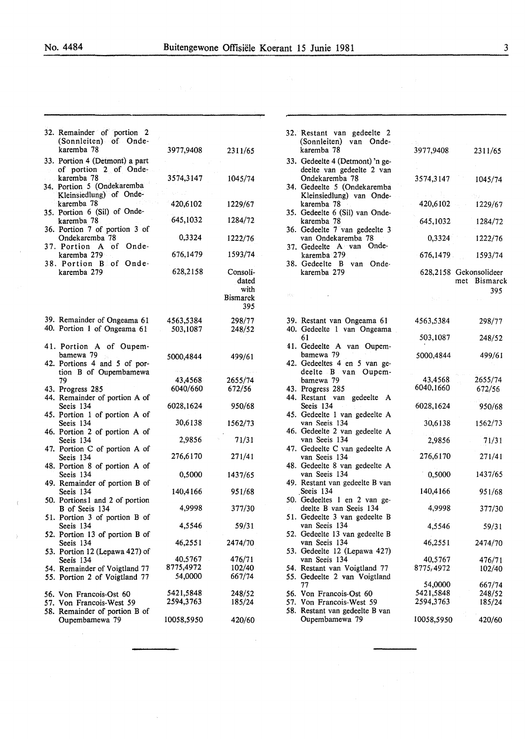| | | |
|---|---|---|
| 32. Remainder of portion 2 (Sonnleiten) of Ondekaremba 78 | 3977,9408 | 2311/65 |
| 33. Portion 4 (Detmont) a part of portion 2 of Ondekaremba 78 | 3574,3147 | 1045/74 |
| 34. Portion 5 (Ondekaremba Kleinsiedlung) of Ondekaremba 78 | 420,6102 | 1229/67 |
| 35. Portion 6 (Sil) of Ondekaremba 78 | 645,1032 | 1284/72 |
| 36. Portion 7 of portion 3 of Ondekaremba 78 | 0,3324 | 1222/76 |
| 37. Portion A of Ondekaremba 279 | 676,1479 | 1593/74 |
| 38. Portion B of Ondekaremba 279 | 628,2158 | Consolidated with Bismarck 395 |
| 39. Remainder of Ongeama 61 | 4563,5384 | 298/77 |
| 40. Portion 1 of Ongeama 61 | 503,1087 | 248/52 |
| 41. Portion A of Oupembamewa 79 | 5000,4844 | 499/61 |
| 42. Portions 4 and 5 of portion B of Oupembamewa 79 | 43,4568 | 2655/74 |
| 43. Progress 285 | 6040/660 | 672/56 |
| 44. Remainder of portion A of Seeis 134 | 6028,1624 | 950/68 |
| 45. Portion 1 of portion A of Seeis 134 | 30,6138 | 1562/73 |
| 46. Portion 2 of portion A of Seeis 134 | 2,9856 | 71/31 |
| 47. Portion C of portion A of Seeis 134 | 276,6170 | 271/41 |
| 48. Portion 8 of portion A of Seeis 134 | 0,5000 | 1437/65 |
| 49. Remainder of portion B of Seeis 134 | 140,4166 | 951/68 |
| 50. Portions 1 and 2 of portion B of Seeis 134 | 4,9998 | 377/30 |
| 51. Portion 3 of portion B of Seeis 134 | 4,5546 | 59/31 |
| 52. Portion 13 of portion B of Seeis 134 | 46,2551 | 2474/70 |
| 53. Portion 12 (Lepawa 427) of Seeis 134 | 40,5767 | 476/71 |
| 54. Remainder of Voigtland 77 | 8775,4972 | 102/40 |
| 55. Portion 2 of Voigtland 77 | 54,0000 | 667/74 |
| 56. Von Francois-Ost 60 | 5421,5848 | 248/52 |
| 57. Von Francois-West 59 | 2594,3763 | 185/24 |
| 58. Remainder of portion B of Oupembamewa 79 | 10058,5950 | 420/60 |

| | | |
|---|---|---|
| 32. Restant van gedeelte 2 (Sonnleiten) van Ondekaremba 78 | 3977,9408 | 2311/65 |
| 33. Gedeelte 4 (Detmont) 'n gedeelte van gedeelte 2 van Ondekaremba 78 | 3574,3147 | 1045/74 |
| 34. Gedeelte 5 (Ondekaremba Kleinsiedlung) van Ondekaremba 78 | 420,6102 | 1229/67 |
| 35. Gedeelte 6 (Sil) van Ondekaremba 78 | 645,1032 | 1284/72 |
| 36. Gedeelte 7 van gedeelte 3 van Ondekaremba 78 | 0,3324 | 1222/76 |
| 37. Gedeelte A van Ondekaremba 279 | 676,1479 | 1593/74 |
| 38. Gedeelte B van Ondekaremba 279 | 628,2158 | Gekonsolideer met Bismarck 395 |
| 39. Restant van Ongeama 61 | 4563,5384 | 298/77 |
| 40. Gedeelte 1 van Ongeama 61 | 503,1087 | 248/52 |
| 41. Gedeelte A van Oupembamewa 79 | 5000,4844 | 499/61 |
| 42. Gedeeltes 4 en 5 van gedeelte B van Oupembamewa 79 | 43,4568 | 2655/74 |
| 43. Progress 285 | 6040,1660 | 672/56 |
| 44. Restant van gedeelte A Seeis 134 | 6028,1624 | 950/68 |
| 45. Gedeelte 1 van gedeelte A van Seeis 134 | 30,6138 | 1562/73 |
| 46. Gedeelte 2 van gedeelte A van Seeis 134 | 2,9856 | 71/31 |
| 47. Gedeelte C van gedeelte A van Seeis 134 | 276,6170 | 271/41 |
| 48. Gedeelte 8 van gedeelte A van Seeis 134 | 0,5000 | 1437/65 |
| 49. Restant van gedeelte B van Seeis 134 | 140,4166 | 951/68 |
| 50. Gedeeltes 1 en 2 van gedeelte B van Seeis 134 | 4,9998 | 377/30 |
| 51. Gedeelte 3 van gedeelte B van Seeis 134 | 4,5546 | 59/31 |
| 52. Gedeelte 13 van gedeelte B van Seeis 134 | 46,2551 | 2474/70 |
| 53. Gedeelte 12 (Lepawa 427) van Seeis 134 | 40,5767 | 476/71 |
| 54. Restant van Voigtland 77 | 8775,4972 | 102/40 |
| 55. Gedeelte 2 van Voigtland 77 | 54,0000 | 667/74 |
| 56. Von Francois-Ost 60 | 5421,5848 | 248/52 |
| 57. Von Francois-West 59 | 2594,3763 | 185/24 |
| 58. Restant van gedeelte B van Oupembamewa 79 | 10058,5950 | 420/60 |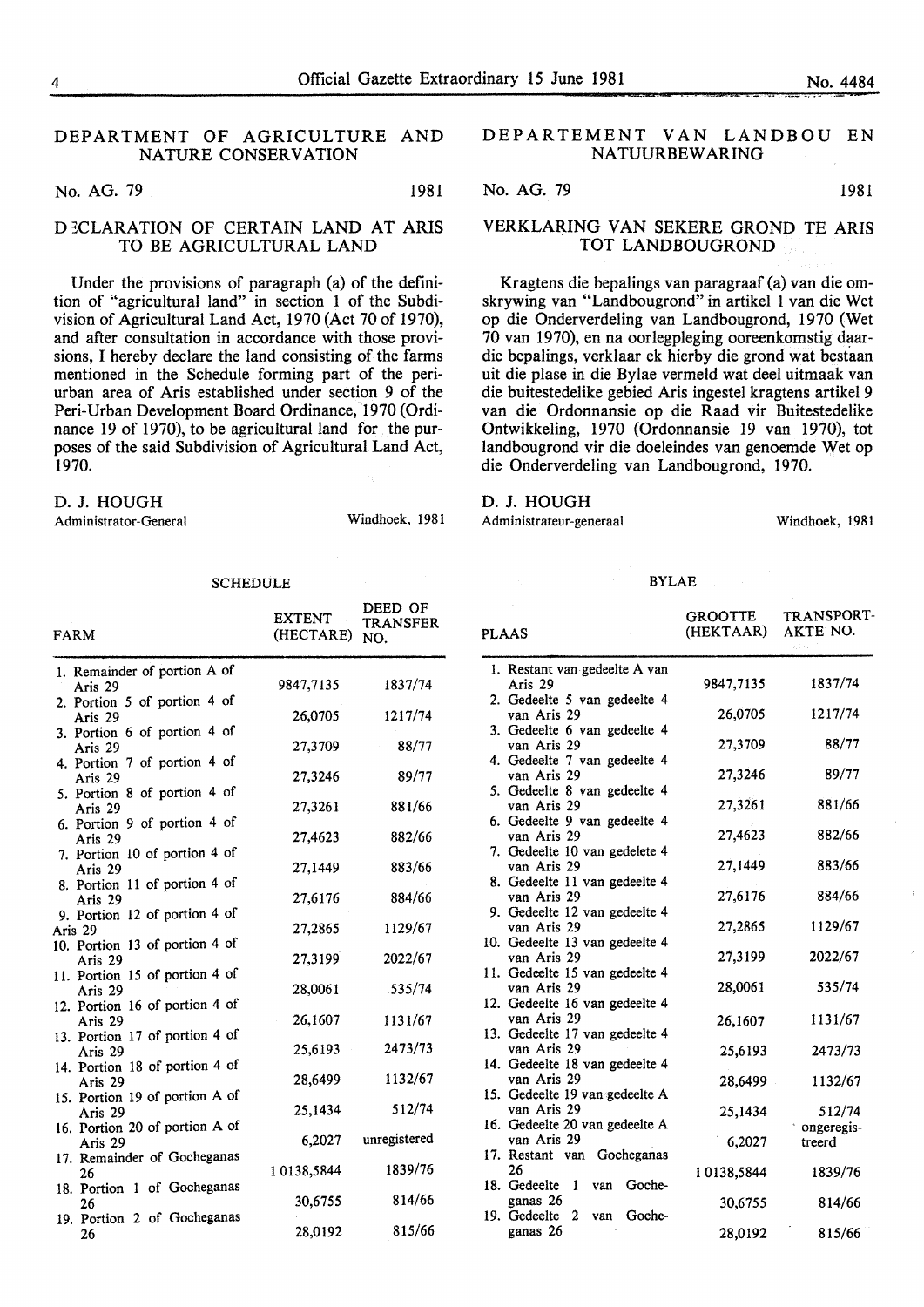## DEPARTMENT OF AGRICULTURE AND NATURE CONSERVATION

No. AG. 79 1981

### DECLARATION OF CERTAIN LAND AT ARIS TO BE AGRICULTURAL LAND

Under the provisions of paragraph (a) of the definition of "agricultural land" in section 1 of the Subdivision of Agricultural Land Act, 1970 (Act 70 of 1970), and after consultation in accordance with those provisions, I hereby declare the land consisting of the farms mentioned in the Schedule forming part of the peri-urban area of Aris established under section 9 of the Peri-Urban Development Board Ordinance, 1970 (Ordinance 19 of 1970), to be agricultural land for the purposes of the said Subdivision of Agricultural Land Act, 1970.

D. J. HOUGH
Administrator-General

Windhoek, 1981

SCHEDULE

| FARM | EXTENT (HECTARE) | DEED OF TRANSFER NO. |
|---|---|---|
| 1. Remainder of portion A of Aris 29 | 9847,7135 | 1837/74 |
| 2. Portion 5 of portion 4 of Aris 29 | 26,0705 | 1217/74 |
| 3. Portion 6 of portion 4 of Aris 29 | 27,3709 | 88/77 |
| 4. Portion 7 of portion 4 of Aris 29 | 27,3246 | 89/77 |
| 5. Portion 8 of portion 4 of Aris 29 | 27,3261 | 881/66 |
| 6. Portion 9 of portion 4 of Aris 29 | 27,4623 | 882/66 |
| 7. Portion 10 of portion 4 of Aris 29 | 27,1449 | 883/66 |
| 8. Portion 11 of portion 4 of Aris 29 | 27,6176 | 884/66 |
| 9. Portion 12 of portion 4 of Aris 29 | 27,2865 | 1129/67 |
| 10. Portion 13 of portion 4 of Aris 29 | 27,3199 | 2022/67 |
| 11. Portion 15 of portion 4 of Aris 29 | 28,0061 | 535/74 |
| 12. Portion 16 of portion 4 of Aris 29 | 26,1607 | 1131/67 |
| 13. Portion 17 of portion 4 of Aris 29 | 25,6193 | 2473/73 |
| 14. Portion 18 of portion 4 of Aris 29 | 28,6499 | 1132/67 |
| 15. Portion 19 of portion A of Aris 29 | 25,1434 | 512/74 |
| 16. Portion 20 of portion A of Aris 29 | 6,2027 | unregistered |
| 17. Remainder of Gocheganas 26 | 1 0138,5844 | 1839/76 |
| 18. Portion 1 of Gocheganas 26 | 30,6755 | 814/66 |
| 19. Portion 2 of Gocheganas 26 | 28,0192 | 815/66 |

## DEPARTEMENT VAN LANDBOU EN NATUURBEWARING

No. AG. 79 1981

### VERKLARING VAN SEKERE GROND TE ARIS TOT LANDBOUGROND

Kragtens die bepalings van paragraaf (a) van die omskrywing van "Landbougrond" in artikel 1 van die Wet op die Onderverdeling van Landbougrond, 1970 (Wet 70 van 1970), en na oorlegpleging ooreenkomstig daardie bepalings, verklaar ek hierby die grond wat bestaan uit die plase in die Bylae vermeld wat deel uitmaak van die buitestedelike gebied Aris ingestel kragtens artikel 9 van die Ordonnansie op die Raad vir Buitestedelike Ontwikkeling, 1970 (Ordonnansie 19 van 1970), tot landbougrond vir die doeleindes van genoemde Wet op die Onderverdeling van Landbougrond, 1970.

D. J. HOUGH
Administrateur-generaal

Windhoek, 1981

BYLAE

| PLAAS | GROOTTE (HEKTAAR) | TRANSPORT-AKTE NO. |
|---|---|---|
| 1. Restant van gedeelte A van Aris 29 | 9847,7135 | 1837/74 |
| 2. Gedeelte 5 van gedeelte 4 van Aris 29 | 26,0705 | 1217/74 |
| 3. Gedeelte 6 van gedeelte 4 van Aris 29 | 27,3709 | 88/77 |
| 4. Gedeelte 7 van gedeelte 4 van Aris 29 | 27,3246 | 89/77 |
| 5. Gedeelte 8 van gedeelte 4 van Aris 29 | 27,3261 | 881/66 |
| 6. Gedeelte 9 van gedeelte 4 van Aris 29 | 27,4623 | 882/66 |
| 7. Gedeelte 10 van gedelete 4 van Aris 29 | 27,1449 | 883/66 |
| 8. Gedeelte 11 van gedeelte 4 van Aris 29 | 27,6176 | 884/66 |
| 9. Gedeelte 12 van gedeelte 4 van Aris 29 | 27,2865 | 1129/67 |
| 10. Gedeelte 13 van gedeelte 4 van Aris 29 | 27,3199 | 2022/67 |
| 11. Gedeelte 15 van gedeelte 4 van Aris 29 | 28,0061 | 535/74 |
| 12. Gedeelte 16 van gedeelte 4 van Aris 29 | 26,1607 | 1131/67 |
| 13. Gedeelte 17 van gedeelte 4 van Aris 29 | 25,6193 | 2473/73 |
| 14. Gedeelte 18 van gedeelte 4 van Aris 29 | 28,6499 | 1132/67 |
| 15. Gedeelte 19 van gedeelte A van Aris 29 | 25,1434 | 512/74 |
| 16. Gedeelte 20 van gedeelte A van Aris 29 | 6,2027 | ongeregistreerd |
| 17. Restant van Gocheganas 26 | 1 0138,5844 | 1839/76 |
| 18. Gedeelte 1 van Gocheganas 26 | 30,6755 | 814/66 |
| 19. Gedeelte 2 van Gocheganas 26 | 28,0192 | 815/66 |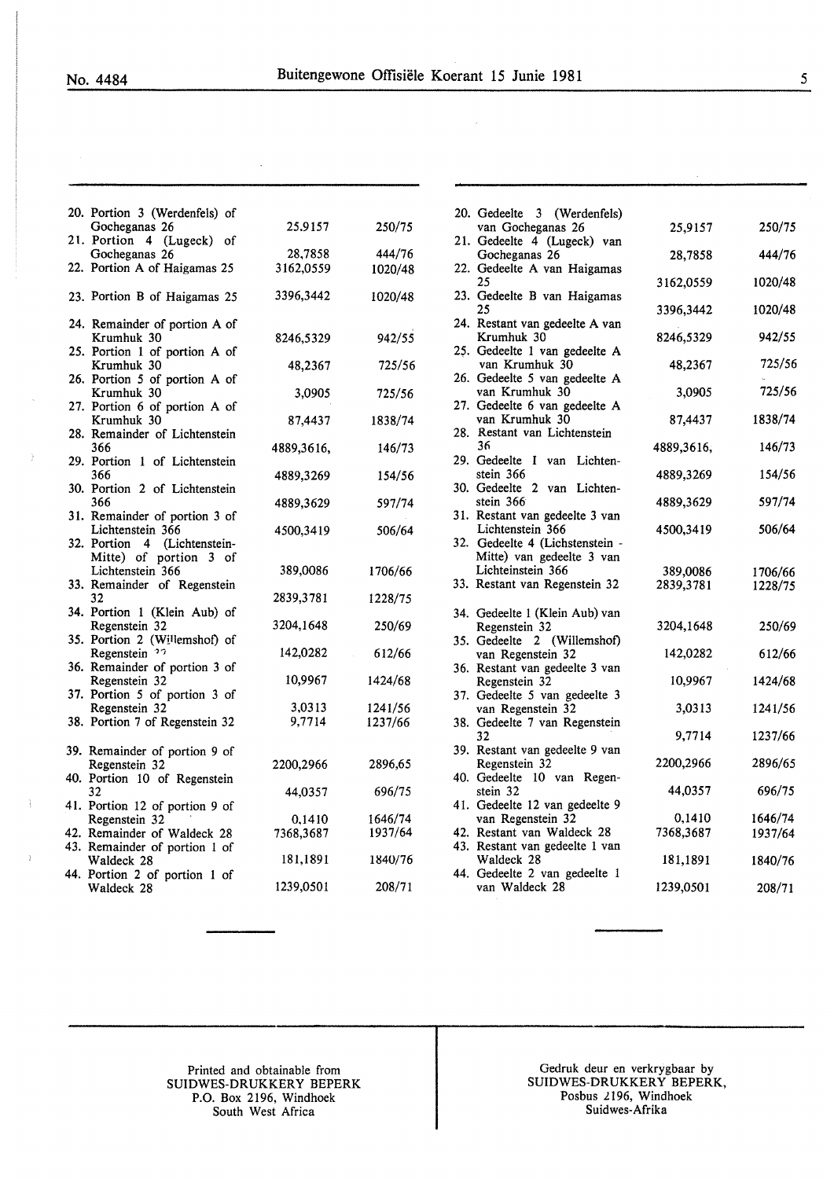| | | |
|---|---|---|
| 20. Portion 3 (Werdenfels) of Gocheganas 26 | 25.9157 | 250/75 |
| 21. Portion 4 (Lugeck) of Gocheganas 26 | 28,7858 | 444/76 |
| 22. Portion A of Haigamas 25 | 3162,0559 | 1020/48 |
| 23. Portion B of Haigamas 25 | 3396,3442 | 1020/48 |
| 24. Remainder of portion A of Krumhuk 30 | 8246,5329 | 942/55 |
| 25. Portion 1 of portion A of Krumhuk 30 | 48,2367 | 725/56 |
| 26. Portion 5 of portion A of Krumhuk 30 | 3,0905 | 725/56 |
| 27. Portion 6 of portion A of Krumhuk 30 | 87,4437 | 1838/74 |
| 28. Remainder of Lichtenstein 366 | 4889,3616, | 146/73 |
| 29. Portion 1 of Lichtenstein 366 | 4889,3269 | 154/56 |
| 30. Portion 2 of Lichtenstein 366 | 4889,3629 | 597/74 |
| 31. Remainder of portion 3 of Lichtenstein 366 | 4500,3419 | 506/64 |
| 32. Portion 4 (Lichtenstein-Mitte) of portion 3 of Lichtenstein 366 | 389,0086 | 1706/66 |
| 33. Remainder of Regenstein 32 | 2839,3781 | 1228/75 |
| 34. Portion 1 (Klein Aub) of Regenstein 32 | 3204,1648 | 250/69 |
| 35. Portion 2 (Willemshof) of Regenstein 32 | 142,0282 | 612/66 |
| 36. Remainder of portion 3 of Regenstein 32 | 10,9967 | 1424/68 |
| 37. Portion 5 of portion 3 of Regenstein 32 | 3,0313 | 1241/56 |
| 38. Portion 7 of Regenstein 32 | 9,7714 | 1237/66 |
| 39. Remainder of portion 9 of Regenstein 32 | 2200,2966 | 2896,65 |
| 40. Portion 10 of Regenstein 32 | 44,0357 | 696/75 |
| 41. Portion 12 of portion 9 of Regenstein 32 | 0,1410 | 1646/74 |
| 42. Remainder of Waldeck 28 | 7368,3687 | 1937/64 |
| 43. Remainder of portion 1 of Waldeck 28 | 181,1891 | 1840/76 |
| 44. Portion 2 of portion 1 of Waldeck 28 | 1239,0501 | 208/71 |

| | | |
|---|---|---|
| 20. Gedeelte 3 (Werdenfels) van Gocheganas 26 | 25,9157 | 250/75 |
| 21. Gedeelte 4 (Lugeck) van Gocheganas 26 | 28,7858 | 444/76 |
| 22. Gedeelte A van Haigamas 25 | 3162,0559 | 1020/48 |
| 23. Gedeelte B van Haigamas 25 | 3396,3442 | 1020/48 |
| 24. Restant van gedeelte A van Krumhuk 30 | 8246,5329 | 942/55 |
| 25. Gedeelte 1 van gedeelte A van Krumhuk 30 | 48,2367 | 725/56 |
| 26. Gedeelte 5 van gedeelte A van Krumhuk 30 | 3,0905 | 725/56 |
| 27. Gedeelte 6 van gedeelte A van Krumhuk 30 | 87,4437 | 1838/74 |
| 28. Restant van Lichtenstein 36 | 4889,3616, | 146/73 |
| 29. Gedeelte I van Lichtenstein 366 | 4889,3269 | 154/56 |
| 30. Gedeelte 2 van Lichtenstein 366 | 4889,3629 | 597/74 |
| 31. Restant van gedeelte 3 van Lichtenstein 366 | 4500,3419 | 506/64 |
| 32. Gedeelte 4 (Lichsenstein - Mitte) van gedeelte 3 van Lichteinstein 366 | 389,0086 | 1706/66 |
| 33. Restant van Regenstein 32 | 2839,3781 | 1228/75 |
| 34. Gedeelte 1 (Klein Aub) van Regenstein 32 | 3204,1648 | 250/69 |
| 35. Gedeelte 2 (Willemshof) van Regenstein 32 | 142,0282 | 612/66 |
| 36. Restant van gedeelte 3 van Regenstein 32 | 10,9967 | 1424/68 |
| 37. Gedeelte 5 van gedeelte 3 van Regenstein 32 | 3,0313 | 1241/56 |
| 38. Gedeelte 7 van Regenstein 32 | 9,7714 | 1237/66 |
| 39. Restant van gedeelte 9 van Regenstein 32 | 2200,2966 | 2896/65 |
| 40. Gedeelte 10 van Regenstein 32 | 44,0357 | 696/75 |
| 41. Gedeelte 12 van gedeelte 9 van Regenstein 32 | 0,1410 | 1646/74 |
| 42. Restant van Waldeck 28 | 7368,3687 | 1937/64 |
| 43. Restant van gedeelte 1 van Waldeck 28 | 181,1891 | 1840/76 |
| 44. Gedeelte 2 van gedeelte 1 van Waldeck 28 | 1239,0501 | 208/71 |

Printed and obtainable from
SUIDWES-DRUKKERY BEPERK
P.O. Box 2196, Windhoek
South West Africa

Gedruk deur en verkrygbaar by
SUIDWES-DRUKKERY BEPERK,
Posbus 2196, Windhoek
Suidwes-Afrika